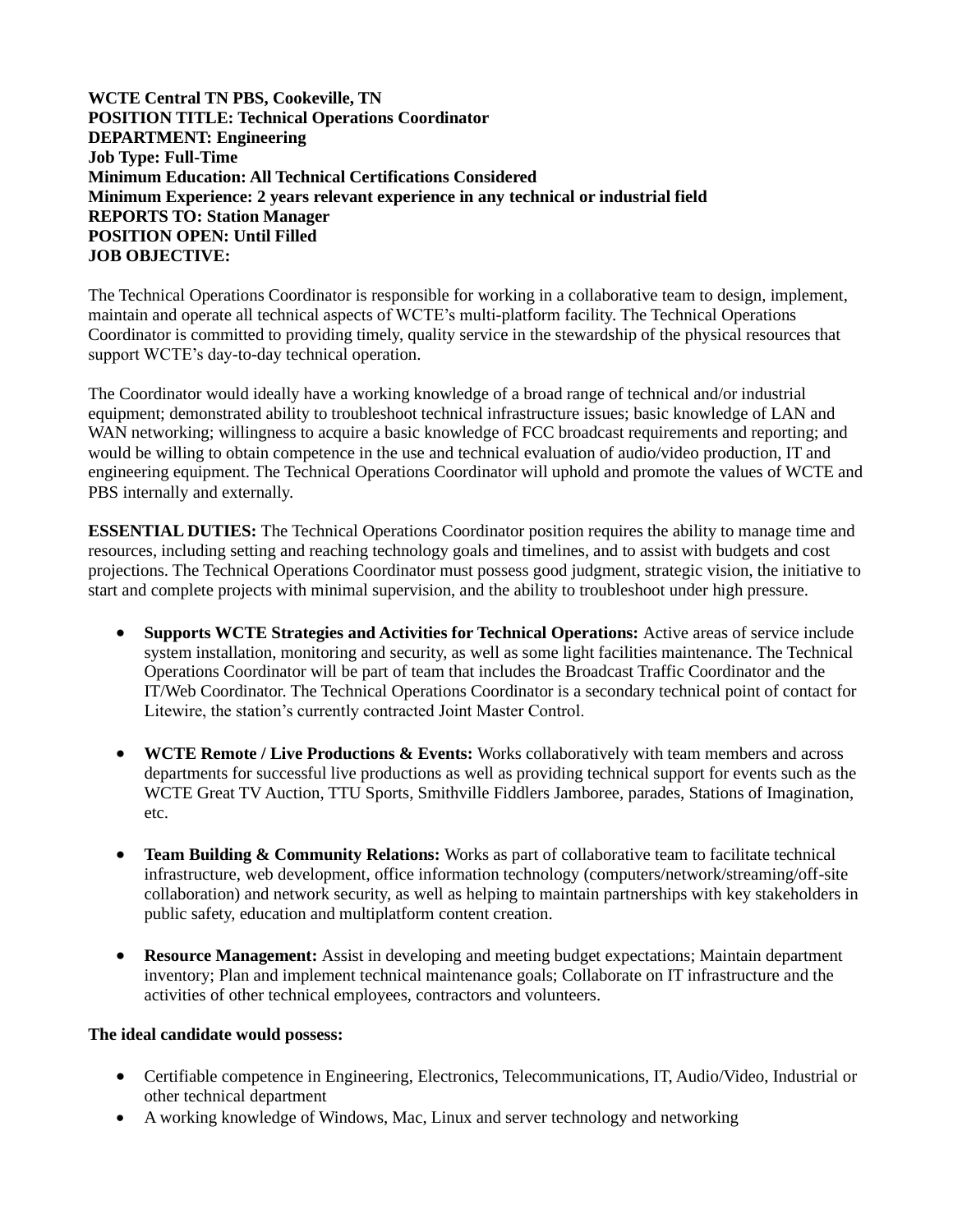**WCTE Central TN PBS, Cookeville, TN**
**POSITION TITLE: Technical Operations Coordinator**
**DEPARTMENT: Engineering**
**Job Type: Full-Time**
**Minimum Education: All Technical Certifications Considered**
**Minimum Experience: 2 years relevant experience in any technical or industrial field**
**REPORTS TO: Station Manager**
**POSITION OPEN: Until Filled**
**JOB OBJECTIVE:**

The Technical Operations Coordinator is responsible for working in a collaborative team to design, implement, maintain and operate all technical aspects of WCTE's multi-platform facility. The Technical Operations Coordinator is committed to providing timely, quality service in the stewardship of the physical resources that support WCTE's day-to-day technical operation.

The Coordinator would ideally have a working knowledge of a broad range of technical and/or industrial equipment; demonstrated ability to troubleshoot technical infrastructure issues; basic knowledge of LAN and WAN networking; willingness to acquire a basic knowledge of FCC broadcast requirements and reporting; and would be willing to obtain competence in the use and technical evaluation of audio/video production, IT and engineering equipment. The Technical Operations Coordinator will uphold and promote the values of WCTE and PBS internally and externally.

**ESSENTIAL DUTIES:** The Technical Operations Coordinator position requires the ability to manage time and resources, including setting and reaching technology goals and timelines, and to assist with budgets and cost projections. The Technical Operations Coordinator must possess good judgment, strategic vision, the initiative to start and complete projects with minimal supervision, and the ability to troubleshoot under high pressure.

- **Supports WCTE Strategies and Activities for Technical Operations:** Active areas of service include system installation, monitoring and security, as well as some light facilities maintenance. The Technical Operations Coordinator will be part of team that includes the Broadcast Traffic Coordinator and the IT/Web Coordinator. The Technical Operations Coordinator is a secondary technical point of contact for Litewire, the station's currently contracted Joint Master Control.

- **WCTE Remote / Live Productions & Events:** Works collaboratively with team members and across departments for successful live productions as well as providing technical support for events such as the WCTE Great TV Auction, TTU Sports, Smithville Fiddlers Jamboree, parades, Stations of Imagination, etc.

- **Team Building & Community Relations:** Works as part of collaborative team to facilitate technical infrastructure, web development, office information technology (computers/network/streaming/off-site collaboration) and network security, as well as helping to maintain partnerships with key stakeholders in public safety, education and multiplatform content creation.

- **Resource Management:** Assist in developing and meeting budget expectations; Maintain department inventory; Plan and implement technical maintenance goals; Collaborate on IT infrastructure and the activities of other technical employees, contractors and volunteers.

**The ideal candidate would possess:**

- Certifiable competence in Engineering, Electronics, Telecommunications, IT, Audio/Video, Industrial or other technical department
- A working knowledge of Windows, Mac, Linux and server technology and networking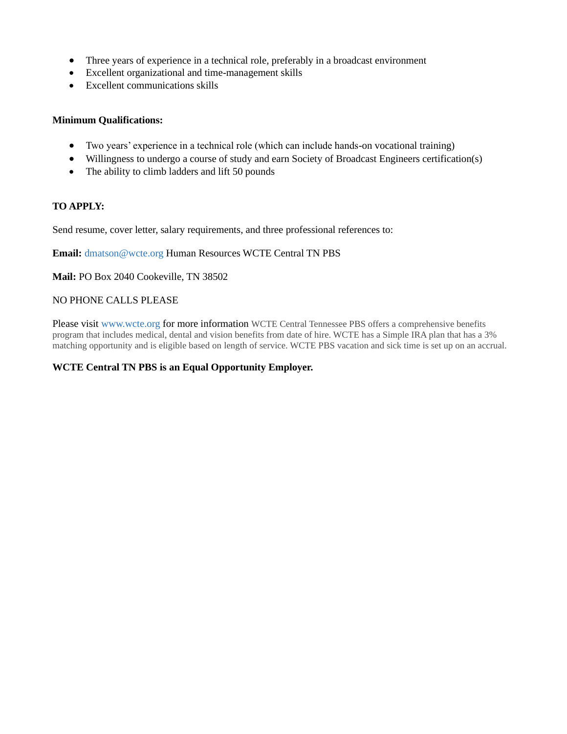- Three years of experience in a technical role, preferably in a broadcast environment
- Excellent organizational and time-management skills
- Excellent communications skills

**Minimum Qualifications:**

- Two years' experience in a technical role (which can include hands-on vocational training)
- Willingness to undergo a course of study and earn Society of Broadcast Engineers certification(s)
- The ability to climb ladders and lift 50 pounds

**TO APPLY:**

Send resume, cover letter, salary requirements, and three professional references to:

**Email:** dmatson@wcte.org Human Resources WCTE Central TN PBS

**Mail:** PO Box 2040 Cookeville, TN 38502

NO PHONE CALLS PLEASE

Please visit www.wcte.org for more information WCTE Central Tennessee PBS offers a comprehensive benefits program that includes medical, dental and vision benefits from date of hire. WCTE has a Simple IRA plan that has a 3% matching opportunity and is eligible based on length of service. WCTE PBS vacation and sick time is set up on an accrual.

**WCTE Central TN PBS is an Equal Opportunity Employer.**